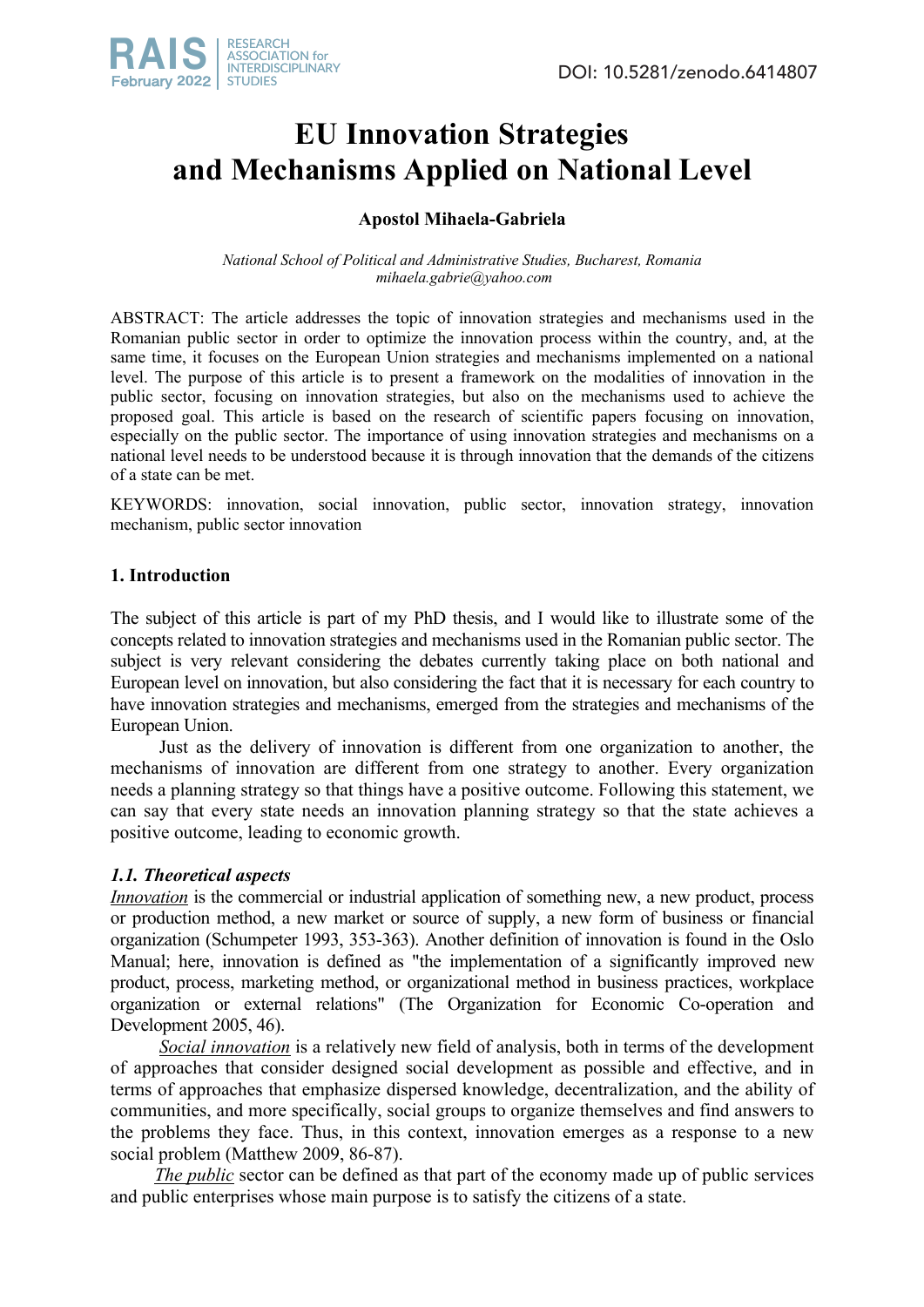DOI: 10.5281/zenodo.6414807

# EU Innovation Strategies and Mechanisms Applied on National Level

**Apostol Mihaela-Gabriela**

*National School of Political and Administrative Studies, Bucharest, Romania*
*mihaela.gabrie@yahoo.com*

ABSTRACT: The article addresses the topic of innovation strategies and mechanisms used in the Romanian public sector in order to optimize the innovation process within the country, and, at the same time, it focuses on the European Union strategies and mechanisms implemented on a national level. The purpose of this article is to present a framework on the modalities of innovation in the public sector, focusing on innovation strategies, but also on the mechanisms used to achieve the proposed goal. This article is based on the research of scientific papers focusing on innovation, especially on the public sector. The importance of using innovation strategies and mechanisms on a national level needs to be understood because it is through innovation that the demands of the citizens of a state can be met.

KEYWORDS: innovation, social innovation, public sector, innovation strategy, innovation mechanism, public sector innovation

## 1. Introduction

The subject of this article is part of my PhD thesis, and I would like to illustrate some of the concepts related to innovation strategies and mechanisms used in the Romanian public sector. The subject is very relevant considering the debates currently taking place on both national and European level on innovation, but also considering the fact that it is necessary for each country to have innovation strategies and mechanisms, emerged from the strategies and mechanisms of the European Union.

Just as the delivery of innovation is different from one organization to another, the mechanisms of innovation are different from one strategy to another. Every organization needs a planning strategy so that things have a positive outcome. Following this statement, we can say that every state needs an innovation planning strategy so that the state achieves a positive outcome, leading to economic growth.

### *1.1. Theoretical aspects*

*Innovation* is the commercial or industrial application of something new, a new product, process or production method, a new market or source of supply, a new form of business or financial organization (Schumpeter 1993, 353-363). Another definition of innovation is found in the Oslo Manual; here, innovation is defined as "the implementation of a significantly improved new product, process, marketing method, or organizational method in business practices, workplace organization or external relations" (The Organization for Economic Co-operation and Development 2005, 46).

*Social innovation* is a relatively new field of analysis, both in terms of the development of approaches that consider designed social development as possible and effective, and in terms of approaches that emphasize dispersed knowledge, decentralization, and the ability of communities, and more specifically, social groups to organize themselves and find answers to the problems they face. Thus, in this context, innovation emerges as a response to a new social problem (Matthew 2009, 86-87).

*The public* sector can be defined as that part of the economy made up of public services and public enterprises whose main purpose is to satisfy the citizens of a state.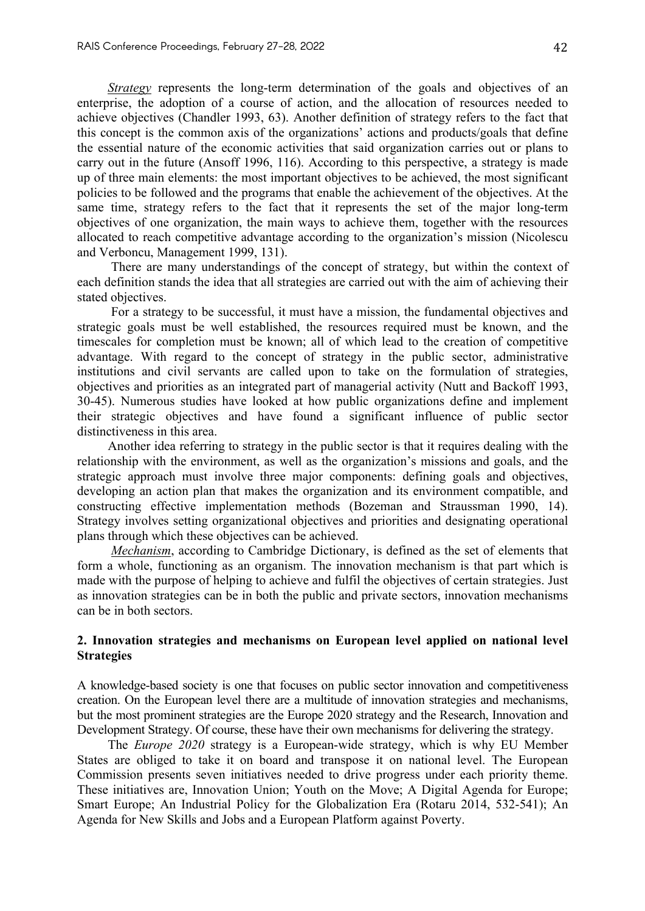*Strategy* represents the long-term determination of the goals and objectives of an enterprise, the adoption of a course of action, and the allocation of resources needed to achieve objectives (Chandler 1993, 63). Another definition of strategy refers to the fact that this concept is the common axis of the organizations' actions and products/goals that define the essential nature of the economic activities that said organization carries out or plans to carry out in the future (Ansoff 1996, 116). According to this perspective, a strategy is made up of three main elements: the most important objectives to be achieved, the most significant policies to be followed and the programs that enable the achievement of the objectives. At the same time, strategy refers to the fact that it represents the set of the major long-term objectives of one organization, the main ways to achieve them, together with the resources allocated to reach competitive advantage according to the organization's mission (Nicolescu and Verboncu, Management 1999, 131).

There are many understandings of the concept of strategy, but within the context of each definition stands the idea that all strategies are carried out with the aim of achieving their stated objectives.

For a strategy to be successful, it must have a mission, the fundamental objectives and strategic goals must be well established, the resources required must be known, and the timescales for completion must be known; all of which lead to the creation of competitive advantage. With regard to the concept of strategy in the public sector, administrative institutions and civil servants are called upon to take on the formulation of strategies, objectives and priorities as an integrated part of managerial activity (Nutt and Backoff 1993, 30-45). Numerous studies have looked at how public organizations define and implement their strategic objectives and have found a significant influence of public sector distinctiveness in this area.

Another idea referring to strategy in the public sector is that it requires dealing with the relationship with the environment, as well as the organization's missions and goals, and the strategic approach must involve three major components: defining goals and objectives, developing an action plan that makes the organization and its environment compatible, and constructing effective implementation methods (Bozeman and Straussman 1990, 14). Strategy involves setting organizational objectives and priorities and designating operational plans through which these objectives can be achieved.

*Mechanism*, according to Cambridge Dictionary, is defined as the set of elements that form a whole, functioning as an organism. The innovation mechanism is that part which is made with the purpose of helping to achieve and fulfil the objectives of certain strategies. Just as innovation strategies can be in both the public and private sectors, innovation mechanisms can be in both sectors.

## 2. Innovation strategies and mechanisms on European level applied on national level Strategies

A knowledge-based society is one that focuses on public sector innovation and competitiveness creation. On the European level there are a multitude of innovation strategies and mechanisms, but the most prominent strategies are the Europe 2020 strategy and the Research, Innovation and Development Strategy. Of course, these have their own mechanisms for delivering the strategy.

The *Europe 2020* strategy is a European-wide strategy, which is why EU Member States are obliged to take it on board and transpose it on national level. The European Commission presents seven initiatives needed to drive progress under each priority theme. These initiatives are, Innovation Union; Youth on the Move; A Digital Agenda for Europe; Smart Europe; An Industrial Policy for the Globalization Era (Rotaru 2014, 532-541); An Agenda for New Skills and Jobs and a European Platform against Poverty.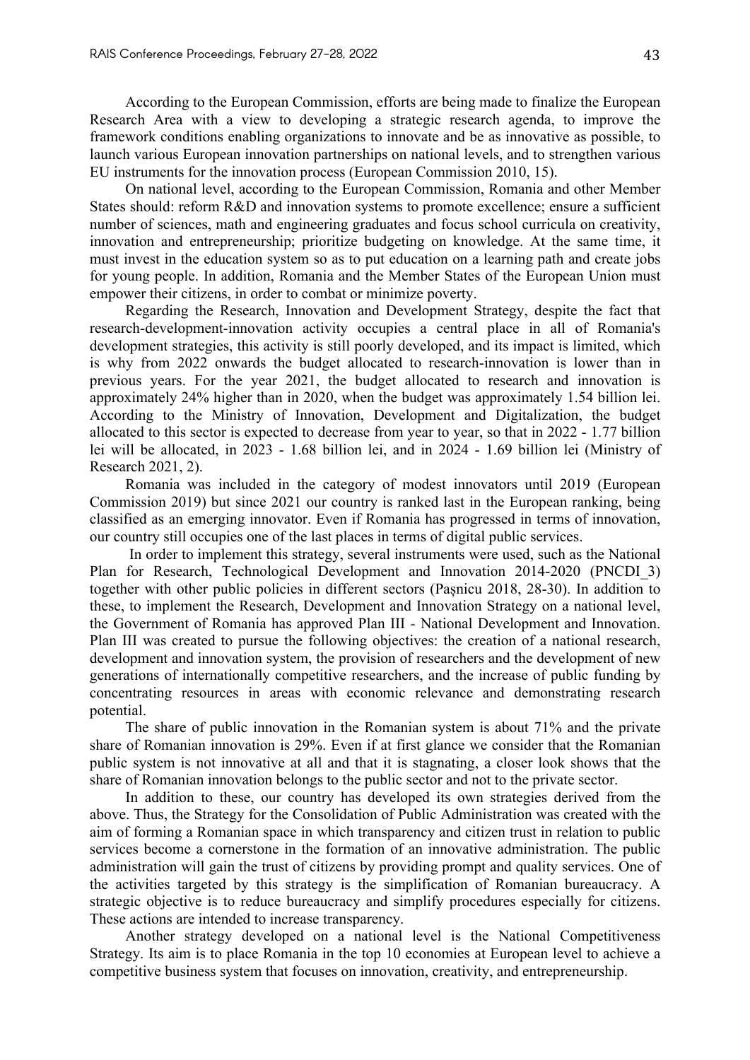According to the European Commission, efforts are being made to finalize the European Research Area with a view to developing a strategic research agenda, to improve the framework conditions enabling organizations to innovate and be as innovative as possible, to launch various European innovation partnerships on national levels, and to strengthen various EU instruments for the innovation process (European Commission 2010, 15).

On national level, according to the European Commission, Romania and other Member States should: reform R&D and innovation systems to promote excellence; ensure a sufficient number of sciences, math and engineering graduates and focus school curricula on creativity, innovation and entrepreneurship; prioritize budgeting on knowledge. At the same time, it must invest in the education system so as to put education on a learning path and create jobs for young people. In addition, Romania and the Member States of the European Union must empower their citizens, in order to combat or minimize poverty.

Regarding the Research, Innovation and Development Strategy, despite the fact that research-development-innovation activity occupies a central place in all of Romania's development strategies, this activity is still poorly developed, and its impact is limited, which is why from 2022 onwards the budget allocated to research-innovation is lower than in previous years. For the year 2021, the budget allocated to research and innovation is approximately 24% higher than in 2020, when the budget was approximately 1.54 billion lei. According to the Ministry of Innovation, Development and Digitalization, the budget allocated to this sector is expected to decrease from year to year, so that in 2022 - 1.77 billion lei will be allocated, in 2023 - 1.68 billion lei, and in 2024 - 1.69 billion lei (Ministry of Research 2021, 2).

Romania was included in the category of modest innovators until 2019 (European Commission 2019) but since 2021 our country is ranked last in the European ranking, being classified as an emerging innovator. Even if Romania has progressed in terms of innovation, our country still occupies one of the last places in terms of digital public services.

In order to implement this strategy, several instruments were used, such as the National Plan for Research, Technological Development and Innovation 2014-2020 (PNCDI_3) together with other public policies in different sectors (Pașnicu 2018, 28-30). In addition to these, to implement the Research, Development and Innovation Strategy on a national level, the Government of Romania has approved Plan III - National Development and Innovation. Plan III was created to pursue the following objectives: the creation of a national research, development and innovation system, the provision of researchers and the development of new generations of internationally competitive researchers, and the increase of public funding by concentrating resources in areas with economic relevance and demonstrating research potential.

The share of public innovation in the Romanian system is about 71% and the private share of Romanian innovation is 29%. Even if at first glance we consider that the Romanian public system is not innovative at all and that it is stagnating, a closer look shows that the share of Romanian innovation belongs to the public sector and not to the private sector.

In addition to these, our country has developed its own strategies derived from the above. Thus, the Strategy for the Consolidation of Public Administration was created with the aim of forming a Romanian space in which transparency and citizen trust in relation to public services become a cornerstone in the formation of an innovative administration. The public administration will gain the trust of citizens by providing prompt and quality services. One of the activities targeted by this strategy is the simplification of Romanian bureaucracy. A strategic objective is to reduce bureaucracy and simplify procedures especially for citizens. These actions are intended to increase transparency.

Another strategy developed on a national level is the National Competitiveness Strategy. Its aim is to place Romania in the top 10 economies at European level to achieve a competitive business system that focuses on innovation, creativity, and entrepreneurship.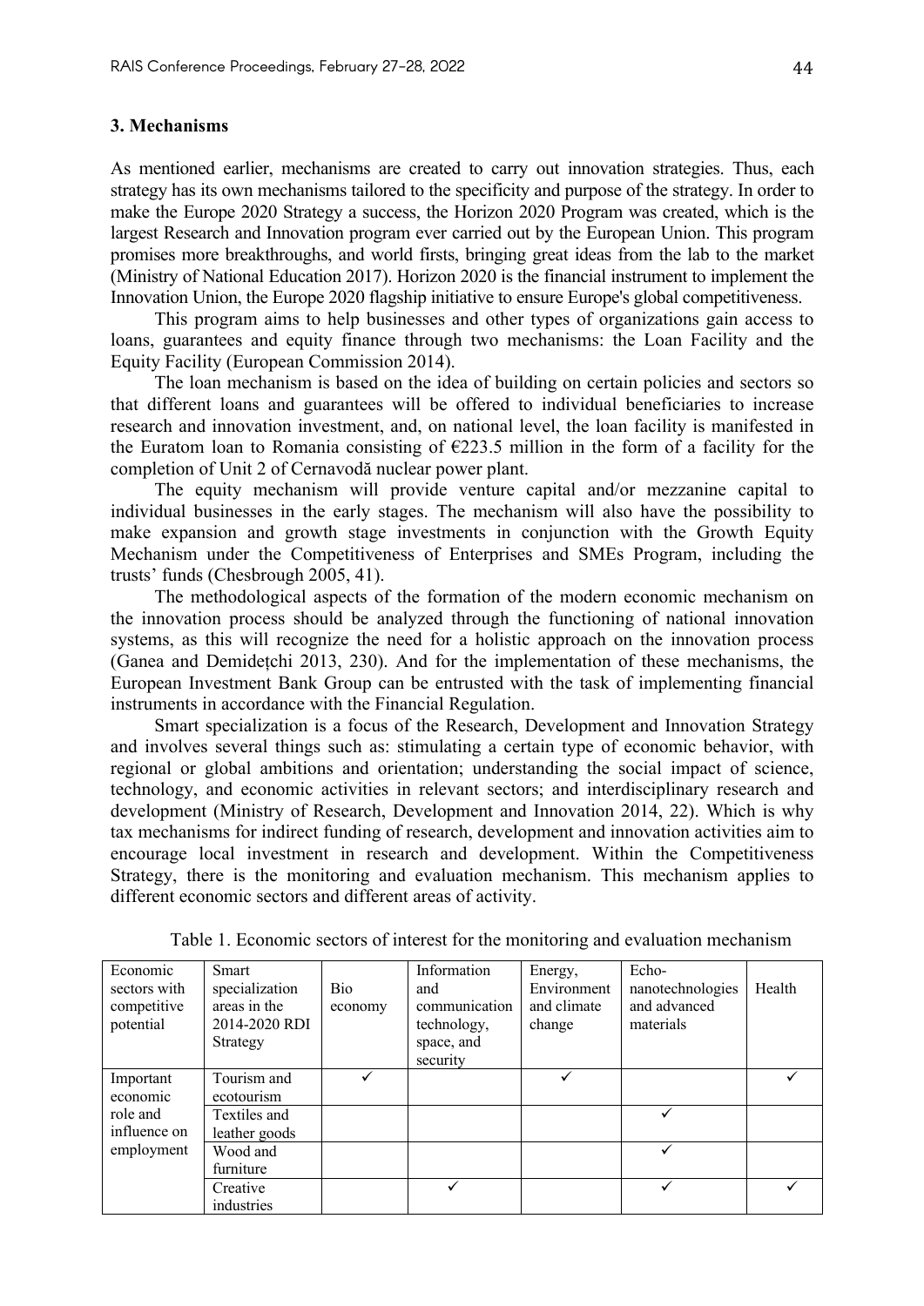### 3. Mechanisms

As mentioned earlier, mechanisms are created to carry out innovation strategies. Thus, each strategy has its own mechanisms tailored to the specificity and purpose of the strategy. In order to make the Europe 2020 Strategy a success, the Horizon 2020 Program was created, which is the largest Research and Innovation program ever carried out by the European Union. This program promises more breakthroughs, and world firsts, bringing great ideas from the lab to the market (Ministry of National Education 2017). Horizon 2020 is the financial instrument to implement the Innovation Union, the Europe 2020 flagship initiative to ensure Europe's global competitiveness.

This program aims to help businesses and other types of organizations gain access to loans, guarantees and equity finance through two mechanisms: the Loan Facility and the Equity Facility (European Commission 2014).

The loan mechanism is based on the idea of building on certain policies and sectors so that different loans and guarantees will be offered to individual beneficiaries to increase research and innovation investment, and, on national level, the loan facility is manifested in the Euratom loan to Romania consisting of €223.5 million in the form of a facility for the completion of Unit 2 of Cernavodă nuclear power plant.

The equity mechanism will provide venture capital and/or mezzanine capital to individual businesses in the early stages. The mechanism will also have the possibility to make expansion and growth stage investments in conjunction with the Growth Equity Mechanism under the Competitiveness of Enterprises and SMEs Program, including the trusts' funds (Chesbrough 2005, 41).

The methodological aspects of the formation of the modern economic mechanism on the innovation process should be analyzed through the functioning of national innovation systems, as this will recognize the need for a holistic approach on the innovation process (Ganea and Demidețchi 2013, 230). And for the implementation of these mechanisms, the European Investment Bank Group can be entrusted with the task of implementing financial instruments in accordance with the Financial Regulation.

Smart specialization is a focus of the Research, Development and Innovation Strategy and involves several things such as: stimulating a certain type of economic behavior, with regional or global ambitions and orientation; understanding the social impact of science, technology, and economic activities in relevant sectors; and interdisciplinary research and development (Ministry of Research, Development and Innovation 2014, 22). Which is why tax mechanisms for indirect funding of research, development and innovation activities aim to encourage local investment in research and development. Within the Competitiveness Strategy, there is the monitoring and evaluation mechanism. This mechanism applies to different economic sectors and different areas of activity.

Table 1. Economic sectors of interest for the monitoring and evaluation mechanism

| Economic sectors with competitive potential | Smart specialization areas in the 2014-2020 RDI Strategy | Bio economy | Information and communication technology, space, and security | Energy, Environment and climate change | Echo-nanotechnologies and advanced materials | Health |
|---|---|---|---|---|---|---|
| Important economic role and influence on employment | Tourism and ecotourism | ✓ | | ✓ | | ✓ |
| | Textiles and leather goods | | | | ✓ | |
| | Wood and furniture | | | | ✓ | |
| | Creative industries | | ✓ | | ✓ | ✓ |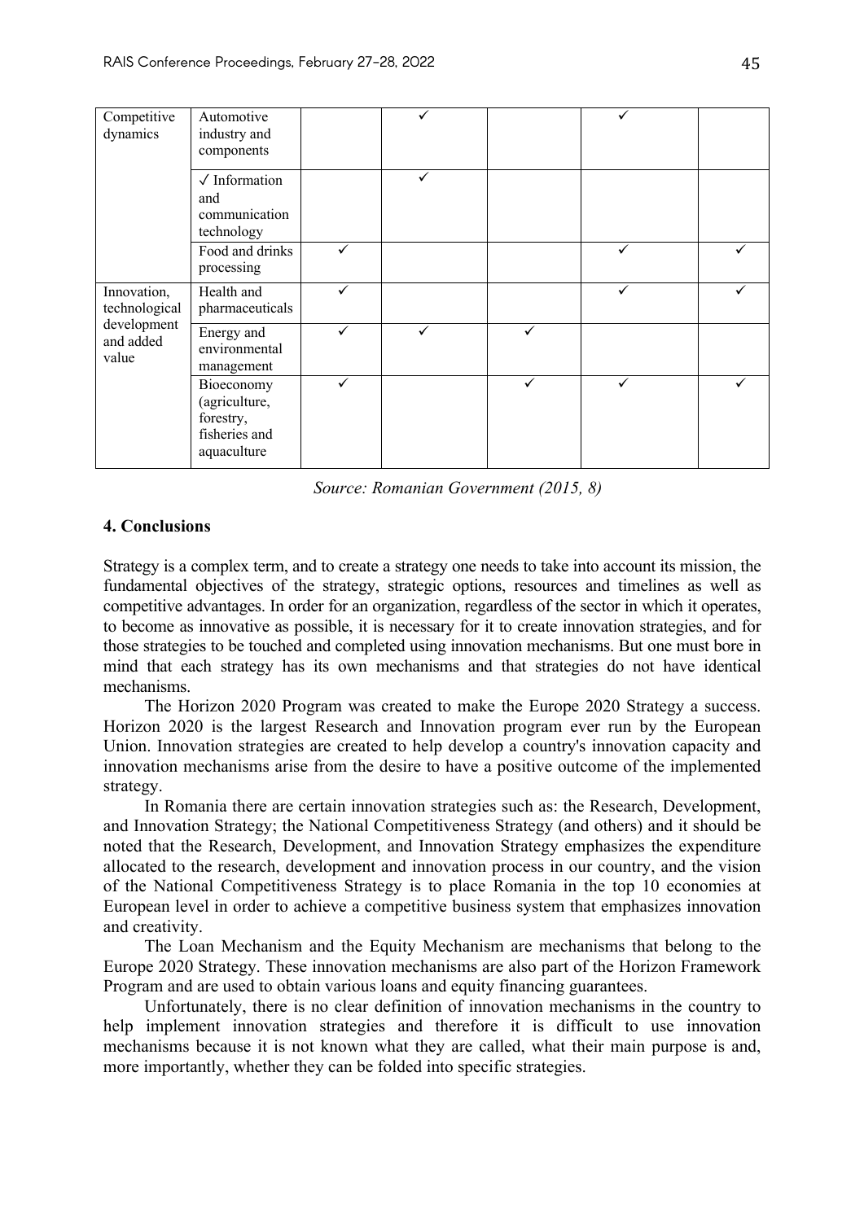| Competitive dynamics | Automotive industry and components | | ✓ | | ✓ | |
|---|---|---|---|---|---|---|
| | ✓ Information and communication technology | | ✓ | | | |
| | Food and drinks processing | ✓ | | | ✓ | ✓ |
| Innovation, technological development and added value | Health and pharmaceuticals | ✓ | | | ✓ | ✓ |
| | Energy and environmental management | ✓ | ✓ | ✓ | | |
| | Bioeconomy (agriculture, forestry, fisheries and aquaculture | ✓ | | ✓ | ✓ | ✓ |

*Source: Romanian Government (2015, 8)*

## 4. Conclusions

Strategy is a complex term, and to create a strategy one needs to take into account its mission, the fundamental objectives of the strategy, strategic options, resources and timelines as well as competitive advantages. In order for an organization, regardless of the sector in which it operates, to become as innovative as possible, it is necessary for it to create innovation strategies, and for those strategies to be touched and completed using innovation mechanisms. But one must bore in mind that each strategy has its own mechanisms and that strategies do not have identical mechanisms.

The Horizon 2020 Program was created to make the Europe 2020 Strategy a success. Horizon 2020 is the largest Research and Innovation program ever run by the European Union. Innovation strategies are created to help develop a country's innovation capacity and innovation mechanisms arise from the desire to have a positive outcome of the implemented strategy.

In Romania there are certain innovation strategies such as: the Research, Development, and Innovation Strategy; the National Competitiveness Strategy (and others) and it should be noted that the Research, Development, and Innovation Strategy emphasizes the expenditure allocated to the research, development and innovation process in our country, and the vision of the National Competitiveness Strategy is to place Romania in the top 10 economies at European level in order to achieve a competitive business system that emphasizes innovation and creativity.

The Loan Mechanism and the Equity Mechanism are mechanisms that belong to the Europe 2020 Strategy. These innovation mechanisms are also part of the Horizon Framework Program and are used to obtain various loans and equity financing guarantees.

Unfortunately, there is no clear definition of innovation mechanisms in the country to help implement innovation strategies and therefore it is difficult to use innovation mechanisms because it is not known what they are called, what their main purpose is and, more importantly, whether they can be folded into specific strategies.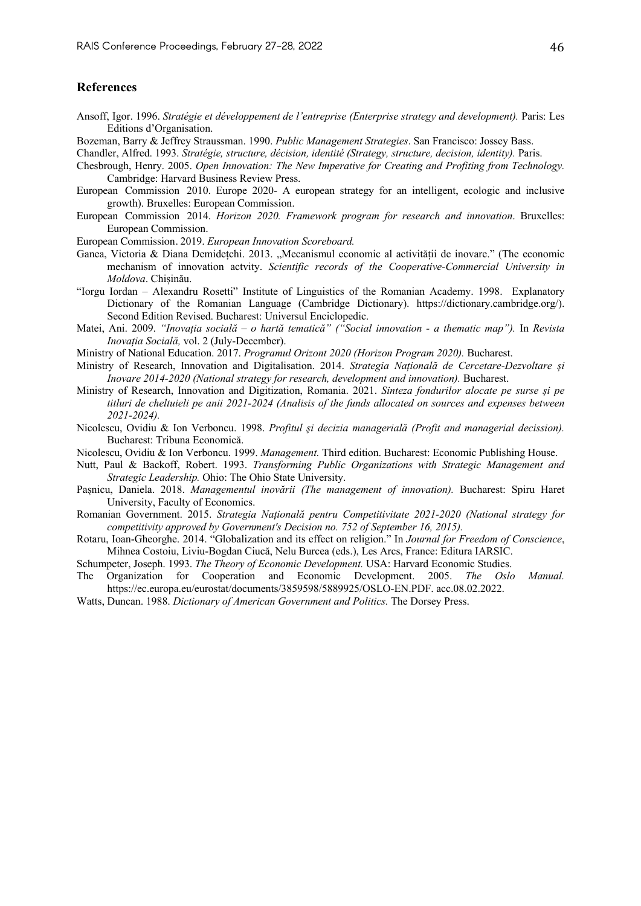## References

Ansoff, Igor. 1996. *Stratégie et développement de l'entreprise (Enterprise strategy and development).* Paris: Les Editions d'Organisation.

Bozeman, Barry & Jeffrey Straussman. 1990. *Public Management Strategies*. San Francisco: Jossey Bass.

Chandler, Alfred. 1993. *Stratégie, structure, décision, identité (Strategy, structure, decision, identity).* Paris.

Chesbrough, Henry. 2005. *Open Innovation: The New Imperative for Creating and Profiting from Technology.* Cambridge: Harvard Business Review Press.

European Commission 2010. Europe 2020- A european strategy for an intelligent, ecologic and inclusive growth). Bruxelles: European Commission.

European Commission 2014. *Horizon 2020. Framework program for research and innovation*. Bruxelles: European Commission.

European Commission. 2019. *European Innovation Scoreboard.*

Ganea, Victoria & Diana Demidețchi. 2013. „Mecanismul economic al activității de inovare." (The economic mechanism of innovation actvity. *Scientific records of the Cooperative-Commercial University in Moldova*. Chișinău.

"Iorgu Iordan – Alexandru Rosetti" Institute of Linguistics of the Romanian Academy. 1998. Explanatory Dictionary of the Romanian Language (Cambridge Dictionary). https://dictionary.cambridge.org/). Second Edition Revised. Bucharest: Universul Enciclopedic.

Matei, Ani. 2009. *"Inovația socială – o hartă tematică" ("Social innovation - a thematic map").* In *Revista Inovația Socială,* vol. 2 (July-December).

Ministry of National Education. 2017. *Programul Orizont 2020 (Horizon Program 2020).* Bucharest.

Ministry of Research, Innovation and Digitalisation. 2014. *Strategia Națională de Cercetare-Dezvoltare și Inovare 2014-2020 (National strategy for research, development and innovation).* Bucharest.

Ministry of Research, Innovation and Digitization, Romania. 2021. *Sinteza fondurilor alocate pe surse și pe titluri de cheltuieli pe anii 2021-2024 (Analisis of the funds allocated on sources and expenses between 2021-2024).*

Nicolescu, Ovidiu & Ion Verboncu. 1998. *Profitul şi decizia managerială (Profit and managerial decission).* Bucharest: Tribuna Economică.

Nicolescu, Ovidiu & Ion Verboncu. 1999. *Management.* Third edition. Bucharest: Economic Publishing House.

Nutt, Paul & Backoff, Robert. 1993. *Transforming Public Organizations with Strategic Management and Strategic Leadership.* Ohio: The Ohio State University.

Pașnicu, Daniela. 2018. *Managementul inovării (The management of innovation).* Bucharest: Spiru Haret University, Faculty of Economics.

Romanian Government. 2015. *Strategia Națională pentru Competitivitate 2021-2020 (National strategy for competitivity approved by Government's Decision no. 752 of September 16, 2015).*

Rotaru, Ioan-Gheorghe. 2014. "Globalization and its effect on religion." In *Journal for Freedom of Conscience*, Mihnea Costoiu, Liviu-Bogdan Ciucă, Nelu Burcea (eds.), Les Arcs, France: Editura IARSIC.

Schumpeter, Joseph. 1993. *The Theory of Economic Development.* USA: Harvard Economic Studies.

The Organization for Cooperation and Economic Development. 2005. *The Oslo Manual.* https://ec.europa.eu/eurostat/documents/3859598/5889925/OSLO-EN.PDF. acc.08.02.2022.

Watts, Duncan. 1988. *Dictionary of American Government and Politics.* The Dorsey Press.